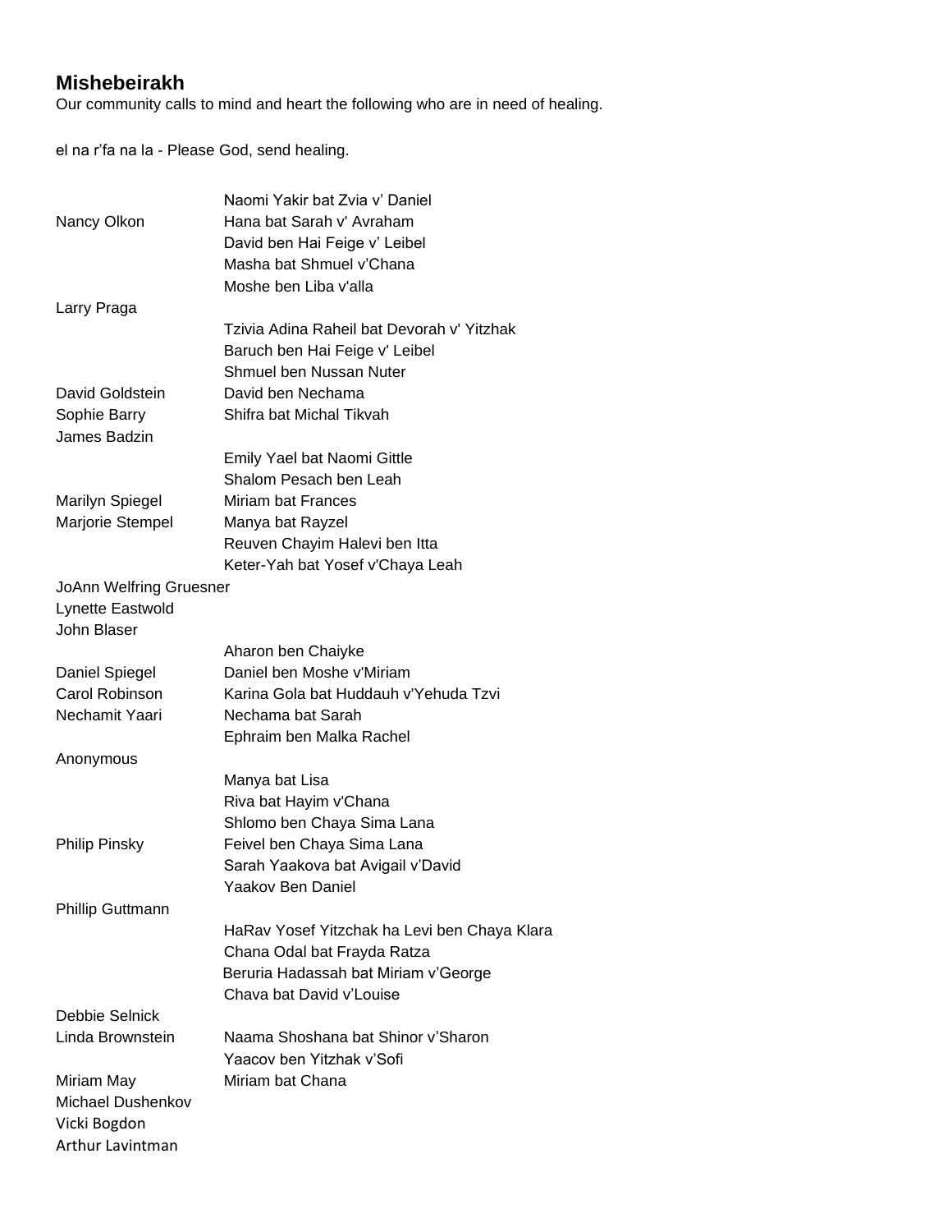## Mishebeirakh

Our community calls to mind and heart the following who are in need of healing.

el na r'fa na la - Please God, send healing.

| | |
|---|---|
| | Naomi Yakir bat Zvia v' Daniel |
| Nancy Olkon | Hana bat Sarah v' Avraham |
| | David ben Hai Feige v' Leibel |
| | Masha bat Shmuel v'Chana |
| | Moshe ben Liba v'alla |
| Larry Praga | |
| | Tzivia Adina Raheil bat Devorah v' Yitzhak |
| | Baruch ben Hai Feige v' Leibel |
| | Shmuel ben Nussan Nuter |
| David Goldstein | David ben Nechama |
| Sophie Barry | Shifra bat Michal Tikvah |
| James Badzin | |
| | Emily Yael bat Naomi Gittle |
| | Shalom Pesach ben Leah |
| Marilyn Spiegel | Miriam bat Frances |
| Marjorie Stempel | Manya bat Rayzel |
| | Reuven Chayim Halevi ben Itta |
| | Keter-Yah bat Yosef v'Chaya Leah |
| JoAnn Welfring Gruesner | |
| Lynette Eastwold | |
| John Blaser | |
| | Aharon ben Chaiyke |
| Daniel Spiegel | Daniel ben Moshe v'Miriam |
| Carol Robinson | Karina Gola bat Huddauh v'Yehuda Tzvi |
| Nechamit Yaari | Nechama bat Sarah |
| | Ephraim ben Malka Rachel |
| Anonymous | |
| | Manya bat Lisa |
| | Riva bat Hayim v'Chana |
| | Shlomo ben Chaya Sima Lana |
| Philip Pinsky | Feivel ben Chaya Sima Lana |
| | Sarah Yaakova bat Avigail v'David |
| | Yaakov Ben Daniel |
| Phillip Guttmann | |
| | HaRav Yosef Yitzchak ha Levi ben Chaya Klara |
| | Chana Odal bat Frayda Ratza |
| | Beruria Hadassah bat Miriam v'George |
| | Chava bat David v'Louise |
| Debbie Selnick | |
| Linda Brownstein | Naama Shoshana bat Shinor v'Sharon |
| | Yaacov ben Yitzhak v'Sofi |
| Miriam May | Miriam bat Chana |
| Michael Dushenkov | |
| Vicki Bogdon | |
| Arthur Lavintman | |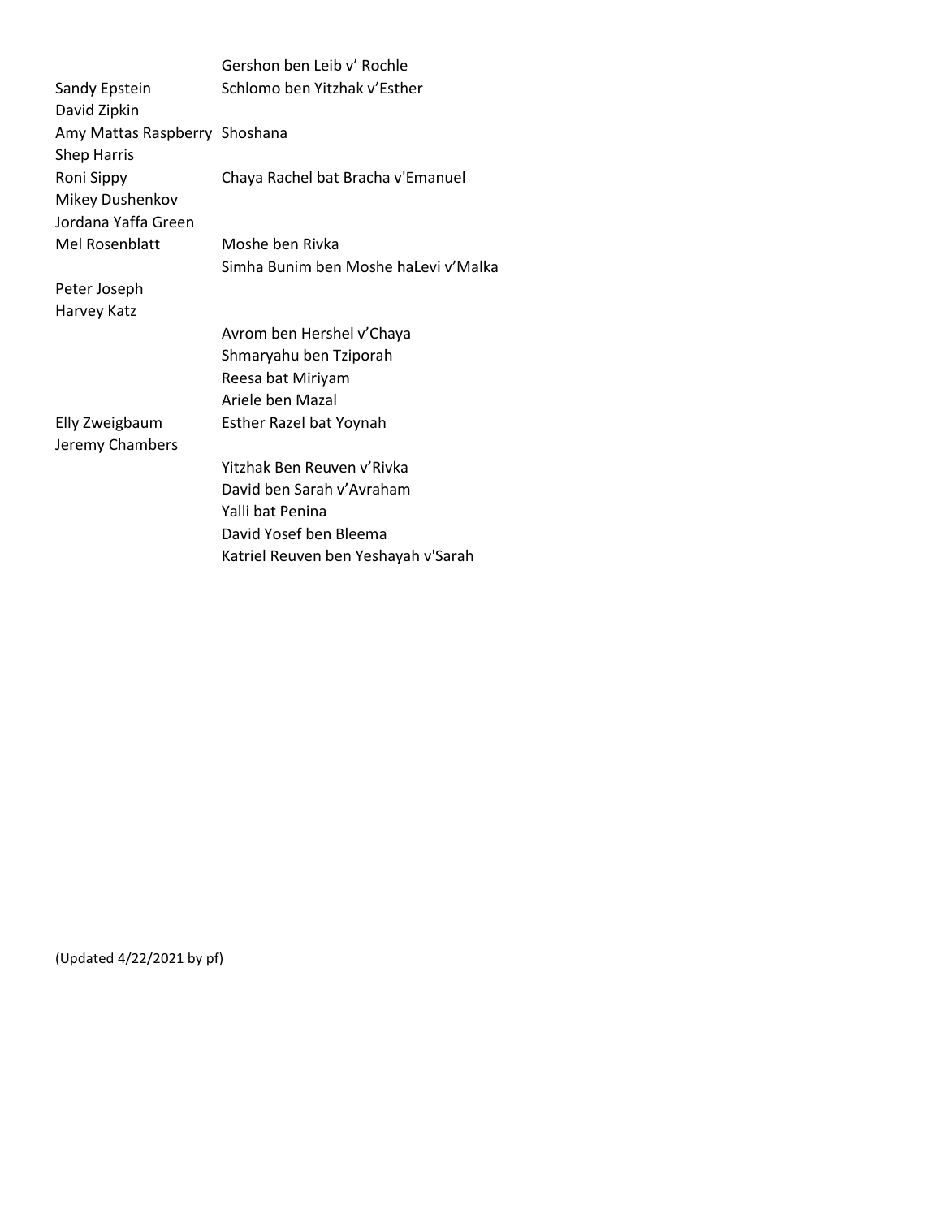| | |
|---|---|
| | Gershon ben Leib v’ Rochle |
| Sandy Epstein | Schlomo ben Yitzhak v’Esther |
| David Zipkin | |
| Amy Mattas Raspberry | Shoshana |
| Shep Harris | |
| Roni Sippy | Chaya Rachel bat Bracha v'Emanuel |
| Mikey Dushenkov | |
| Jordana Yaffa Green | |
| Mel Rosenblatt | Moshe ben Rivka |
| | Simha Bunim ben Moshe haLevi v’Malka |
| Peter Joseph | |
| Harvey Katz | |
| | Avrom ben Hershel v’Chaya |
| | Shmaryahu ben Tziporah |
| | Reesa bat Miriyam |
| | Ariele ben Mazal |
| Elly Zweigbaum | Esther Razel bat Yoynah |
| Jeremy Chambers | |
| | Yitzhak Ben Reuven v’Rivka |
| | David ben Sarah v’Avraham |
| | Yalli bat Penina |
| | David Yosef ben Bleema |
| | Katriel Reuven ben Yeshayah v'Sarah |

(Updated 4/22/2021 by pf)